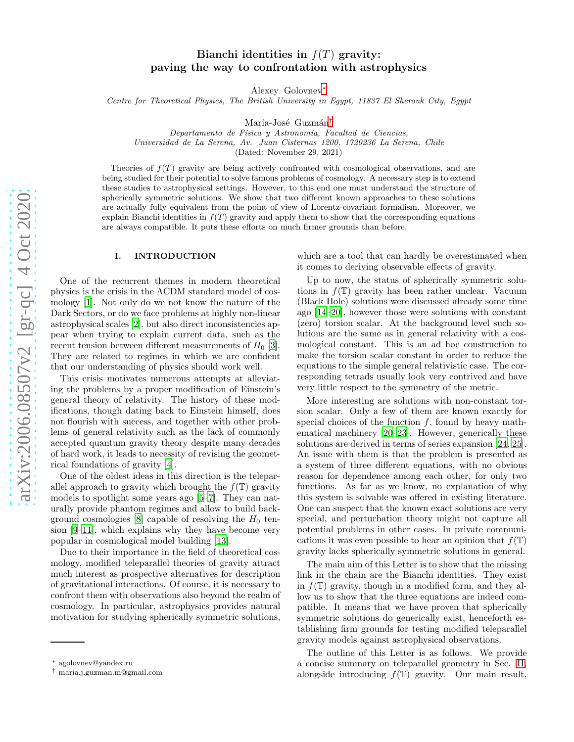# Bianchi identities in $f(T)$ gravity: paving the way to confrontation with astrophysics

Alexey Golovnev[*]

*Centre for Theoretical Physics, The British University in Egypt, 11837 El Sherouk City, Egypt*

María-José Guzmán[†]

*Departamento de Física y Astronomía, Facultad de Ciencias, Universidad de La Serena, Av. Juan Cisternas 1200, 1720236 La Serena, Chile*

(Dated: November 29, 2021)

Theories of $f(T)$ gravity are being actively confronted with cosmological observations, and are being studied for their potential to solve famous problems of cosmology. A necessary step is to extend these studies to astrophysical settings. However, to this end one must understand the structure of spherically symmetric solutions. We show that two different known approaches to these solutions are actually fully equivalent from the point of view of Lorentz-covariant formalism. Moreover, we explain Bianchi identities in $f(T)$ gravity and apply them to show that the corresponding equations are always compatible. It puts these efforts on much firmer grounds than before.

## I. INTRODUCTION

One of the recurrent themes in modern theoretical physics is the crisis in the ΛCDM standard model of cosmology [1]. Not only do we not know the nature of the Dark Sectors, or do we face problems at highly non-linear astrophysical scales [2], but also direct inconsistencies appear when trying to explain current data, such as the recent tension between different measurements of $H_0$ [3]. They are related to regimes in which we are confident that our understanding of physics should work well.

This crisis motivates numerous attempts at alleviating the problems by a proper modification of Einstein's general theory of relativity. The history of these modifications, though dating back to Einstein himself, does not flourish with success, and together with other problems of general relativity such as the lack of commonly accepted quantum gravity theory despite many decades of hard work, it leads to necessity of revising the geometrical foundations of gravity [4].

One of the oldest ideas in this direction is the teleparallel approach to gravity which brought the $f(\mathbb{T})$ gravity models to spotlight some years ago [5–7]. They can naturally provide phantom regimes and allow to build background cosmologies [8] capable of resolving the $H_0$ tension [9–11], which explains why they have become very popular in cosmological model building [13].

Due to their importance in the field of theoretical cosmology, modified teleparallel theories of gravity attract much interest as prospective alternatives for description of gravitational interactions. Of course, it is necessary to confront them with observations also beyond the realm of cosmology. In particular, astrophysics provides natural motivation for studying spherically symmetric solutions, which are a tool that can hardly be overestimated when it comes to deriving observable effects of gravity.

Up to now, the status of spherically symmetric solutions in $f(\mathbb{T})$ gravity has been rather unclear. Vacuum (Black Hole) solutions were discussed already some time ago [14–20], however those were solutions with constant (zero) torsion scalar. At the background level such solutions are the same as in general relativity with a cosmological constant. This is an ad hoc construction to make the torsion scalar constant in order to reduce the equations to the simple general relativistic case. The corresponding tetrads usually look very contrived and have very little respect to the symmetry of the metric.

More interesting are solutions with non-constant torsion scalar. Only a few of them are known exactly for special choices of the function $f$, found by heavy mathematical machinery [20–23]. However, generically these solutions are derived in terms of series expansion [24, 25]. An issue with them is that the problem is presented as a system of three different equations, with no obvious reason for dependence among each other, for only two functions. As far as we know, no explanation of why this system is solvable was offered in existing literature. One can suspect that the known exact solutions are very special, and perturbation theory might not capture all potential problems in other cases. In private communications it was even possible to hear an opinion that $f(\mathbb{T})$ gravity lacks spherically symmetric solutions in general.

The main aim of this Letter is to show that the missing link in the chain are the Bianchi identities. They exist in $f(\mathbb{T})$ gravity, though in a modified form, and they allow us to show that the three equations are indeed compatible. It means that we have proven that spherically symmetric solutions do generically exist, henceforth establishing firm grounds for testing modified teleparallel gravity models against astrophysical observations.

The outline of this Letter is as follows. We provide a concise summary on teleparallel geometry in Sec. II, alongside introducing $f(\mathbb{T})$ gravity. Our main result,

[*] agolovnev@yandex.ru

[†] maria.j.guzman.m@gmail.com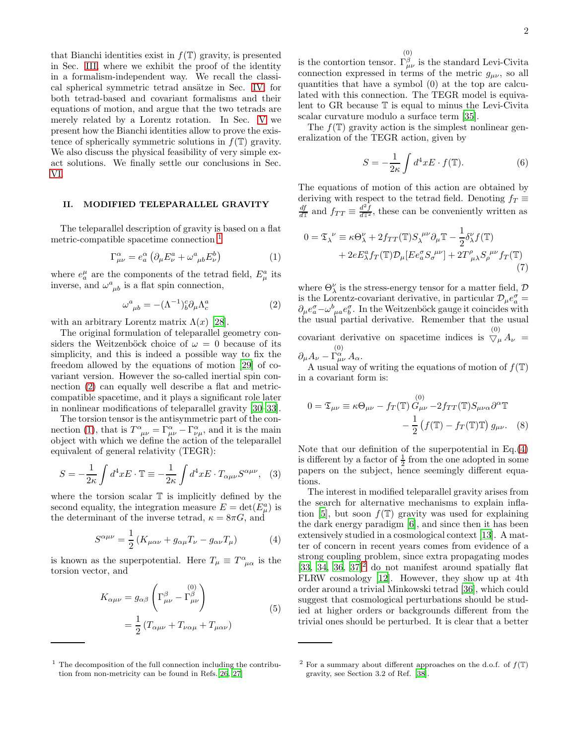that Bianchi identities exist in $f(\mathbb{T})$ gravity, is presented in Sec. III, where we exhibit the proof of the identity in a formalism-independent way. We recall the classical spherical symmetric tetrad ansätze in Sec. IV, for both tetrad-based and covariant formalisms and their equations of motion, and argue that the two tetrads are merely related by a Lorentz rotation. In Sec. V we present how the Bianchi identities allow to prove the existence of spherically symmetric solutions in $f(\mathbb{T})$ gravity. We also discuss the physical feasibility of very simple exact solutions. We finally settle our conclusions in Sec. VI.

## II. MODIFIED TELEPARALLEL GRAVITY

The teleparallel description of gravity is based on a flat metric-compatible spacetime connection [1]

$$\Gamma^{\alpha}_{\mu\nu} = e^{\alpha}_{a}\left(\partial_\mu E^a_\nu + \omega^{a}{}_{\mu b} E^b_\nu\right) \tag{1}$$

where $e^\mu_a$ are the components of the tetrad field, $E^a_\mu$ its inverse, and $\omega^{a}{}_{\mu b}$ is a flat spin connection,

$$\omega^{a}{}_{\mu b} = -(\Lambda^{-1})^c_b \partial_\mu \Lambda^a_c \tag{2}$$

with an arbitrary Lorentz matrix $\Lambda(x)$ [28].

The original formulation of teleparallel geometry considers the Weitzenböck choice of $\omega = 0$ because of its simplicity, and this is indeed a possible way to fix the freedom allowed by the equations of motion [29] of covariant version. However the so-called inertial spin connection (2) can equally well describe a flat and metric-compatible spacetime, and it plays a significant role later in nonlinear modifications of teleparallel gravity [30–33].

The torsion tensor is the antisymmetric part of the connection (1), that is $T^{\alpha}{}_{\mu\nu} = \Gamma^{\alpha}_{\mu\nu} - \Gamma^{\alpha}_{\nu\mu}$, and it is the main object with which we define the action of the teleparallel equivalent of general relativity (TEGR):

$$S = -\frac{1}{2\kappa}\int d^4x E \cdot \mathbb{T} \equiv -\frac{1}{2\kappa}\int d^4x E \cdot T_{\alpha\mu\nu} S^{\alpha\mu\nu}, \tag{3}$$

where the torsion scalar $\mathbb{T}$ is implicitly defined by the second equality, the integration measure $E = \det(E^a_\mu)$ is the determinant of the inverse tetrad, $\kappa = 8\pi G$, and

$$S^{\alpha\mu\nu} = \frac{1}{2}\left(K_{\mu\alpha\nu} + g_{\alpha\mu}T_\nu - g_{\alpha\nu}T_\mu\right) \tag{4}$$

is known as the superpotential. Here $T_\mu \equiv T^{\alpha}{}_{\mu\alpha}$ is the torsion vector, and

$$\begin{aligned} K_{\alpha\mu\nu} &= g_{\alpha\beta}\left(\Gamma^{\beta}_{\mu\nu} - \overset{(0)}{\Gamma}{}^{\beta}_{\mu\nu}\right) \\ &= \frac{1}{2}\left(T_{\alpha\mu\nu} + T_{\nu\alpha\mu} + T_{\mu\alpha\nu}\right) \end{aligned} \tag{5}$$

is the contortion tensor. $\overset{(0)}{\Gamma}{}^{\beta}_{\mu\nu}$ is the standard Levi-Civita connection expressed in terms of the metric $g_{\mu\nu}$, so all quantities that have a symbol (0) at the top are calculated with this connection. The TEGR model is equivalent to GR because $\mathbb{T}$ is equal to minus the Levi-Civita scalar curvature modulo a surface term [35].

The $f(\mathbb{T})$ gravity action is the simplest nonlinear generalization of the TEGR action, given by

$$S = -\frac{1}{2\kappa}\int d^4x E \cdot f(\mathbb{T}). \tag{6}$$

The equations of motion of this action are obtained by deriving with respect to the tetrad field. Denoting $f_T \equiv \frac{df}{d\mathbb{T}}$ and $f_{TT} \equiv \frac{d^2 f}{d\mathbb{T}^2}$, these can be conveniently written as

$$\begin{aligned} 0 = \mathfrak{T}_{\lambda}{}^{\nu} \equiv \kappa\Theta^{\nu}_{\lambda} + 2f_{TT}(\mathbb{T}) S_{\lambda}{}^{\mu\nu}\partial_\mu\mathbb{T} - \frac{1}{2}\delta^{\nu}_{\lambda} f(\mathbb{T}) \\ + 2eE^a_\lambda f_T(\mathbb{T})\mathcal{D}_\mu[Ee^{\sigma}_a S_{\sigma}{}^{\mu\nu}] + 2T^{\rho}{}_{\mu\lambda}S_{\rho}{}^{\mu\nu} f_T(\mathbb{T}) \end{aligned} \tag{7}$$

where $\Theta^{\nu}_{\lambda}$ is the stress-energy tensor for a matter field, $\mathcal{D}$ is the Lorentz-covariant derivative, in particular $\mathcal{D}_\mu e^\sigma_a = \partial_\mu e^\sigma_a - \omega^{b}{}_{\mu a} e^\sigma_b$. In the Weitzenböck gauge it coincides with the usual partial derivative. Remember that the usual covariant derivative on spacetime indices is $\overset{(0)}{\nabla}_\mu A_\nu = \partial_\mu A_\nu - \overset{(0)}{\Gamma}{}^{\alpha}_{\mu\nu} A_\alpha$.

A usual way of writing the equations of motion of $f(\mathbb{T})$ in a covariant form is:

$$\begin{aligned} 0 = \mathfrak{T}_{\mu\nu} \equiv \kappa\Theta_{\mu\nu} - f_T(\mathbb{T})\overset{(0)}{G}_{\mu\nu} - 2f_{TT}(\mathbb{T}) S_{\mu\nu\alpha}\partial^\alpha\mathbb{T} \\ - \frac{1}{2}\left(f(\mathbb{T}) - f_T(\mathbb{T})\mathbb{T}\right) g_{\mu\nu}. \end{aligned} \tag{8}$$

Note that our definition of the superpotential in Eq.(4) is different by a factor of $\frac{1}{2}$ from the one adopted in some papers on the subject, hence seemingly different equations.

The interest in modified teleparallel gravity arises from the search for alternative mechanisms to explain inflation [5], but soon $f(\mathbb{T})$ gravity was used for explaining the dark energy paradigm [6], and since then it has been extensively studied in a cosmological context [13]. A matter of concern in recent years comes from evidence of a strong coupling problem, since extra propagating modes [33, 34, 36, 37][2] do not manifest around spatially flat FLRW cosmology [12]. However, they show up at 4th order around a trivial Minkowski tetrad [36], which could suggest that cosmological perturbations should be studied at higher orders or backgrounds different from the trivial ones should be perturbed. It is clear that a better

---

[1] The decomposition of the full connection including the contribution from non-metricity can be found in Refs. [26, 27]

[2] For a summary about different approaches on the d.o.f. of $f(\mathbb{T})$ gravity, see Section 3.2 of Ref. [38].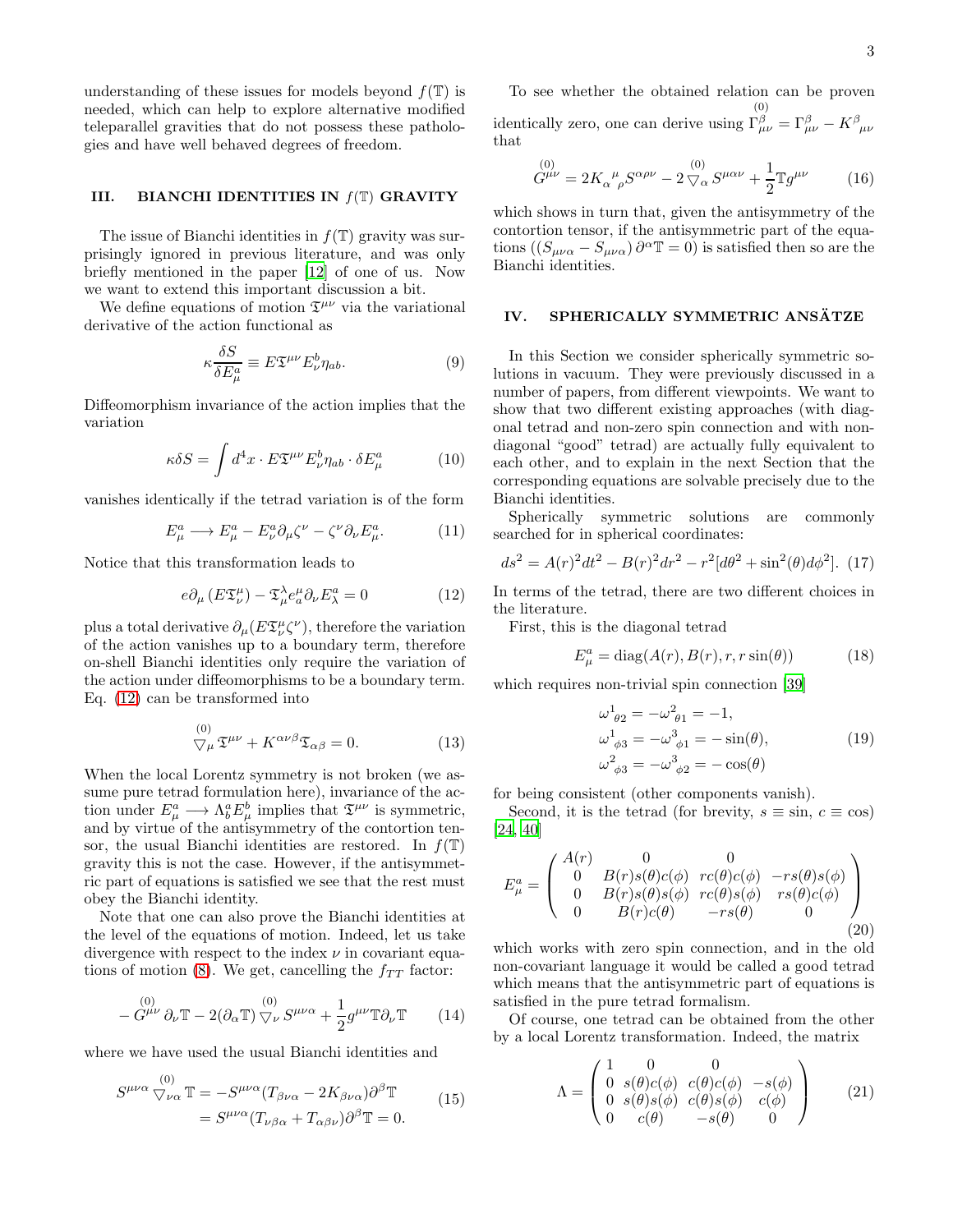understanding of these issues for models beyond $f(\mathbb{T})$ is needed, which can help to explore alternative modified teleparallel gravities that do not possess these pathologies and have well behaved degrees of freedom.

## III. BIANCHI IDENTITIES IN $f(\mathbb{T})$ GRAVITY

The issue of Bianchi identities in $f(\mathbb{T})$ gravity was surprisingly ignored in previous literature, and was only briefly mentioned in the paper [12] of one of us. Now we want to extend this important discussion a bit.

We define equations of motion $\mathfrak{T}^{\mu\nu}$ via the variational derivative of the action functional as

$$\kappa \frac{\delta S}{\delta E^a_\mu} \equiv E \mathfrak{T}^{\mu\nu} E^b_\nu \eta_{ab}. \tag{9}$$

Diffeomorphism invariance of the action implies that the variation

$$\kappa \delta S = \int d^4x \cdot E \mathfrak{T}^{\mu\nu} E^b_\nu \eta_{ab} \cdot \delta E^a_\mu \tag{10}$$

vanishes identically if the tetrad variation is of the form

$$E^a_\mu \longrightarrow E^a_\mu - E^a_\nu \partial_\mu \zeta^\nu - \zeta^\nu \partial_\nu E^a_\mu. \tag{11}$$

Notice that this transformation leads to

$$e \partial_\mu \left( E \mathfrak{T}^\mu_\nu \right) - \mathfrak{T}^\lambda_\mu e^\mu_a \partial_\nu E^a_\lambda = 0 \tag{12}$$

plus a total derivative $\partial_\mu (E \mathfrak{T}^\mu_\nu \zeta^\nu)$, therefore the variation of the action vanishes up to a boundary term, therefore on-shell Bianchi identities only require the variation of the action under diffeomorphisms to be a boundary term. Eq. (12) can be transformed into

$$\overset{(0)}{\bigtriangledown}_\mu \mathfrak{T}^{\mu\nu} + K^{\alpha\nu\beta} \mathfrak{T}_{\alpha\beta} = 0. \tag{13}$$

When the local Lorentz symmetry is not broken (we assume pure tetrad formulation here), invariance of the action under $E^a_\mu \longrightarrow \Lambda^a_b E^b_\mu$ implies that $\mathfrak{T}^{\mu\nu}$ is symmetric, and by virtue of the antisymmetry of the contortion tensor, the usual Bianchi identities are restored. In $f(\mathbb{T})$ gravity this is not the case. However, if the antisymmetric part of equations is satisfied we see that the rest must obey the Bianchi identity.

Note that one can also prove the Bianchi identities at the level of the equations of motion. Indeed, let us take divergence with respect to the index $\nu$ in covariant equations of motion (8). We get, cancelling the $f_{TT}$ factor:

$$-\overset{(0)}{G^{\mu\nu}} \partial_\nu \mathbb{T} - 2(\partial_\alpha \mathbb{T}) \overset{(0)}{\bigtriangledown}_\nu S^{\mu\nu\alpha} + \frac{1}{2} g^{\mu\nu} \mathbb{T} \partial_\nu \mathbb{T} \tag{14}$$

where we have used the usual Bianchi identities and

$$\begin{aligned} S^{\mu\nu\alpha} \overset{(0)}{\bigtriangledown}_{\nu\alpha} \mathbb{T} &= -S^{\mu\nu\alpha}(T_{\beta\nu\alpha} - 2K_{\beta\nu\alpha}) \partial^\beta \mathbb{T} \\ &= S^{\mu\nu\alpha}(T_{\nu\beta\alpha} + T_{\alpha\beta\nu}) \partial^\beta \mathbb{T} = 0. \end{aligned} \tag{15}$$

To see whether the obtained relation can be proven identically zero, one can derive using $\overset{(0)}{\Gamma}{}^\beta_{\mu\nu} = \Gamma^\beta_{\mu\nu} - K^\beta{}_{\mu\nu}$ that

$$\overset{(0)}{G^{\mu\nu}} = 2K_\alpha{}^\mu{}_\rho S^{\alpha\rho\nu} - 2 \overset{(0)}{\bigtriangledown}_\alpha S^{\mu\alpha\nu} + \frac{1}{2} \mathbb{T} g^{\mu\nu} \tag{16}$$

which shows in turn that, given the antisymmetry of the contortion tensor, if the antisymmetric part of the equations ($(S_{\mu\nu\alpha} - S_{\mu\nu\alpha}) \partial^\alpha \mathbb{T} = 0$) is satisfied then so are the Bianchi identities.

## IV. SPHERICALLY SYMMETRIC ANSÄTZE

In this Section we consider spherically symmetric solutions in vacuum. They were previously discussed in a number of papers, from different viewpoints. We want to show that two different existing approaches (with diagonal tetrad and non-zero spin connection and with non-diagonal "good" tetrad) are actually fully equivalent to each other, and to explain in the next Section that the corresponding equations are solvable precisely due to the Bianchi identities.

Spherically symmetric solutions are commonly searched for in spherical coordinates:

$$ds^2 = A(r)^2 dt^2 - B(r)^2 dr^2 - r^2[d\theta^2 + \sin^2(\theta) d\phi^2]. \tag{17}$$

In terms of the tetrad, there are two different choices in the literature.

First, this is the diagonal tetrad

$$E^a_\mu = \mathrm{diag}(A(r), B(r), r, r\sin(\theta)) \tag{18}$$

which requires non-trivial spin connection [39]

$$\begin{aligned} \omega^1{}_{\theta 2} &= -\omega^2{}_{\theta 1} = -1, \\ \omega^1{}_{\phi 3} &= -\omega^3{}_{\phi 1} = -\sin(\theta), \\ \omega^2{}_{\phi 3} &= -\omega^3{}_{\phi 2} = -\cos(\theta) \end{aligned} \tag{19}$$

for being consistent (other components vanish).

Second, it is the tetrad (for brevity, $s \equiv \sin$, $c \equiv \cos$) [24, 40]

$$E^a_\mu = \begin{pmatrix} A(r) & 0 & 0 & \\ 0 & B(r)s(\theta)c(\phi) & rc(\theta)c(\phi) & -rs(\theta)s(\phi) \\ 0 & B(r)s(\theta)s(\phi) & rc(\theta)s(\phi) & rs(\theta)c(\phi) \\ 0 & B(r)c(\theta) & -rs(\theta) & 0 \end{pmatrix} \tag{20}$$

which works with zero spin connection, and in the old non-covariant language it would be called a good tetrad which means that the antisymmetric part of equations is satisfied in the pure tetrad formalism.

Of course, one tetrad can be obtained from the other by a local Lorentz transformation. Indeed, the matrix

$$\Lambda = \begin{pmatrix} 1 & 0 & 0 & \\ 0 & s(\theta)c(\phi) & c(\theta)c(\phi) & -s(\phi) \\ 0 & s(\theta)s(\phi) & c(\theta)s(\phi) & c(\phi) \\ 0 & c(\theta) & -s(\theta) & 0 \end{pmatrix} \tag{21}$$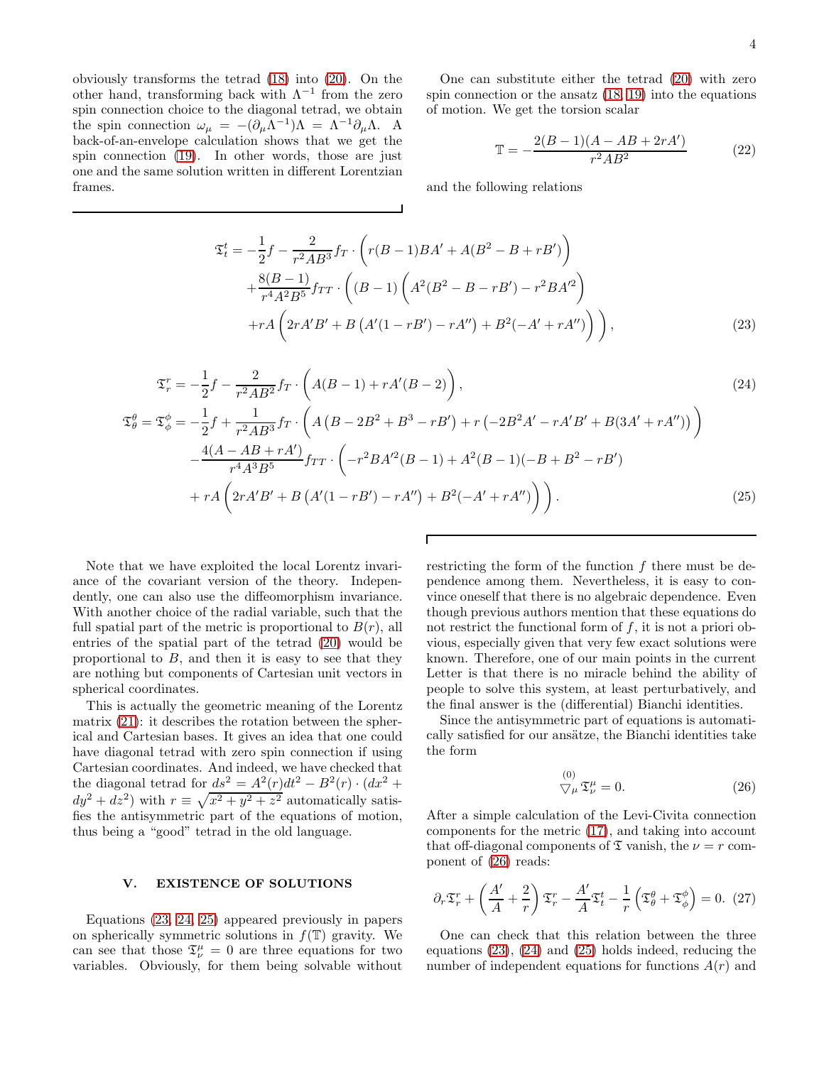obviously transforms the tetrad (18) into (20). On the other hand, transforming back with $\Lambda^{-1}$ from the zero spin connection choice to the diagonal tetrad, we obtain the spin connection $\omega_\mu = -(\partial_\mu \Lambda^{-1})\Lambda = \Lambda^{-1}\partial_\mu \Lambda$. A back-of-an-envelope calculation shows that we get the spin connection (19). In other words, those are just one and the same solution written in different Lorentzian frames.

One can substitute either the tetrad (20) with zero spin connection or the ansatz (18, 19) into the equations of motion. We get the torsion scalar

$$\mathbb{T} = -\frac{2(B-1)(A - AB + 2rA')}{r^2 AB^2} \tag{22}$$

and the following relations

$$\begin{aligned}
\mathfrak{T}^t_t = &-\frac{1}{2}f - \frac{2}{r^2AB^3}f_T \cdot \bigg( r(B-1)BA' + A(B^2 - B + rB') \bigg) \\
&+ \frac{8(B-1)}{r^4A^2B^5}f_{TT} \cdot \bigg( (B-1)\Big(A^2(B^2 - B - rB') - r^2BA'^2\Big) \\
&+ rA\Big(2rA'B' + B\left(A'(1-rB') - rA''\right) + B^2(-A' + rA'')\Big)\bigg),
\end{aligned} \tag{23}$$

$$\mathfrak{T}^r_r = -\frac{1}{2}f - \frac{2}{r^2AB^2}f_T \cdot \bigg( A(B-1) + rA'(B-2) \bigg), \tag{24}$$

$$\begin{aligned}
\mathfrak{T}^\theta_\theta = \mathfrak{T}^\phi_\phi = &-\frac{1}{2}f + \frac{1}{r^2AB^3}f_T \cdot \bigg( A\left(B - 2B^2 + B^3 - rB'\right) + r\left(-2B^2A' - rA'B' + B(3A' + rA'')\right) \bigg) \\
&- \frac{4(A - AB + rA')}{r^4A^3B^5}f_{TT} \cdot \bigg( -r^2BA'^2(B-1) + A^2(B-1)(-B + B^2 - rB') \\
&+ rA\Big(2rA'B' + B\left(A'(1-rB') - rA''\right) + B^2(-A' + rA'')\Big)\bigg).
\end{aligned} \tag{25}$$

Note that we have exploited the local Lorentz invariance of the covariant version of the theory. Independently, one can also use the diffeomorphism invariance. With another choice of the radial variable, such that the full spatial part of the metric is proportional to $B(r)$, all entries of the spatial part of the tetrad (20) would be proportional to $B$, and then it is easy to see that they are nothing but components of Cartesian unit vectors in spherical coordinates.

This is actually the geometric meaning of the Lorentz matrix (21): it describes the rotation between the spherical and Cartesian bases. It gives an idea that one could have diagonal tetrad with zero spin connection if using Cartesian coordinates. And indeed, we have checked that the diagonal tetrad for $ds^2 = A^2(r)dt^2 - B^2(r)\cdot(dx^2 + dy^2 + dz^2)$ with $r \equiv \sqrt{x^2+y^2+z^2}$ automatically satisfies the antisymmetric part of the equations of motion, thus being a "good" tetrad in the old language.

## V. EXISTENCE OF SOLUTIONS

Equations (23, 24, 25) appeared previously in papers on spherically symmetric solutions in $f(\mathbb{T})$ gravity. We can see that those $\mathfrak{T}^\mu_\nu = 0$ are three equations for two variables. Obviously, for them being solvable without restricting the form of the function $f$ there must be dependence among them. Nevertheless, it is easy to convince oneself that there is no algebraic dependence. Even though previous authors mention that these equations do not restrict the functional form of $f$, it is not a priori obvious, especially given that very few exact solutions were known. Therefore, one of our main points in the current Letter is that there is no miracle behind the ability of people to solve this system, at least perturbatively, and the final answer is the (differential) Bianchi identities.

Since the antisymmetric part of equations is automatically satisfied for our ansätze, the Bianchi identities take the form

$$\overset{(0)}{\bigtriangledown}_\mu \mathfrak{T}^\mu_\nu = 0. \tag{26}$$

After a simple calculation of the Levi-Civita connection components for the metric (17), and taking into account that off-diagonal components of $\mathfrak{T}$ vanish, the $\nu = r$ component of (26) reads:

$$\partial_r \mathfrak{T}^r_r + \left(\frac{A'}{A} + \frac{2}{r}\right)\mathfrak{T}^r_r - \frac{A'}{A}\mathfrak{T}^t_t - \frac{1}{r}\left(\mathfrak{T}^\theta_\theta + \mathfrak{T}^\phi_\phi\right) = 0. \tag{27}$$

One can check that this relation between the three equations (23), (24) and (25) holds indeed, reducing the number of independent equations for functions $A(r)$ and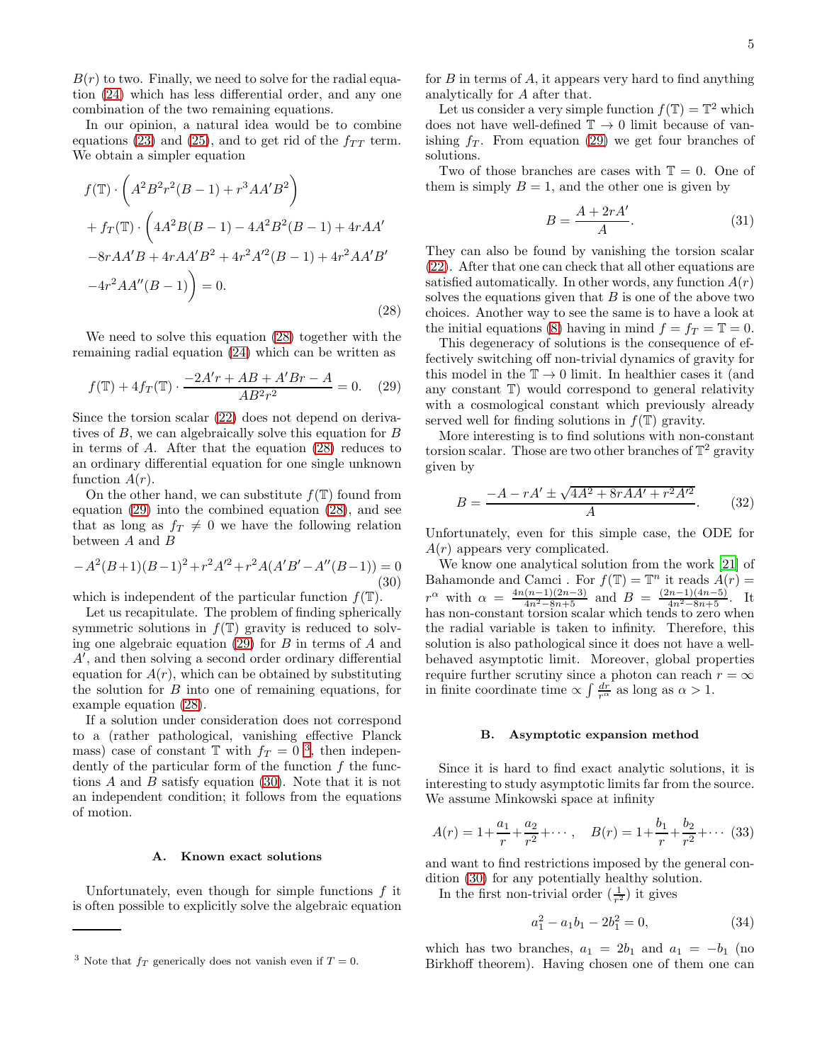$B(r)$ to two. Finally, we need to solve for the radial equation (24) which has less differential order, and any one combination of the two remaining equations.

In our opinion, a natural idea would be to combine equations (23) and (25), and to get rid of the $f_{TT}$ term. We obtain a simpler equation

$$
\begin{aligned}
& f(\mathbb{T}) \cdot \Bigg( A^2B^2r^2(B-1) + r^3AA'B^2 \Bigg) \\
& + f_T(\mathbb{T}) \cdot \Bigg( 4A^2B(B-1) - 4A^2B^2(B-1) + 4rAA' \\
& -8rAA'B + 4rAA'B^2 + 4r^2A'^2(B-1) + 4r^2AA'B' \\
& -4r^2AA''(B-1) \Bigg) = 0.
\end{aligned} \tag{28}
$$

We need to solve this equation (28) together with the remaining radial equation (24) which can be written as

$$
f(\mathbb{T}) + 4f_T(\mathbb{T}) \cdot \frac{-2A'r + AB + A'Br - A}{AB^2r^2} = 0. \tag{29}
$$

Since the torsion scalar (22) does not depend on derivatives of $B$, we can algebraically solve this equation for $B$ in terms of $A$. After that the equation (28) reduces to an ordinary differential equation for one single unknown function $A(r)$.

On the other hand, we can substitute $f(\mathbb{T})$ found from equation (29) into the combined equation (28), and see that as long as $f_T \neq 0$ we have the following relation between $A$ and $B$

$$
-A^2(B+1)(B-1)^2 + r^2A'^2 + r^2A(A'B' - A''(B-1)) = 0 \tag{30}
$$

which is independent of the particular function $f(\mathbb{T})$.

Let us recapitulate. The problem of finding spherically symmetric solutions in $f(\mathbb{T})$ gravity is reduced to solving one algebraic equation (29) for $B$ in terms of $A$ and $A'$, and then solving a second order ordinary differential equation for $A(r)$, which can be obtained by substituting the solution for $B$ into one of remaining equations, for example equation (28).

If a solution under consideration does not correspond to a (rather pathological, vanishing effective Planck mass) case of constant $\mathbb{T}$ with $f_T = 0$ [3], then independently of the particular form of the function $f$ the functions $A$ and $B$ satisfy equation (30). Note that it is not an independent condition; it follows from the equations of motion.

### A. Known exact solutions

Unfortunately, even though for simple functions $f$ it is often possible to explicitly solve the algebraic equation for $B$ in terms of $A$, it appears very hard to find anything analytically for $A$ after that.

Let us consider a very simple function $f(\mathbb{T}) = \mathbb{T}^2$ which does not have well-defined $\mathbb{T} \to 0$ limit because of vanishing $f_T$. From equation (29) we get four branches of solutions.

Two of those branches are cases with $\mathbb{T} = 0$. One of them is simply $B = 1$, and the other one is given by

$$
B = \frac{A + 2rA'}{A}. \tag{31}
$$

They can also be found by vanishing the torsion scalar (22). After that one can check that all other equations are satisfied automatically. In other words, any function $A(r)$ solves the equations given that $B$ is one of the above two choices. Another way to see the same is to have a look at the initial equations (8) having in mind $f = f_T = \mathbb{T} = 0$.

This degeneracy of solutions is the consequence of effectively switching off non-trivial dynamics of gravity for this model in the $\mathbb{T} \to 0$ limit. In healthier cases it (and any constant $\mathbb{T}$) would correspond to general relativity with a cosmological constant which previously already served well for finding solutions in $f(\mathbb{T})$ gravity.

More interesting is to find solutions with non-constant torsion scalar. Those are two other branches of $\mathbb{T}^2$ gravity given by

$$
B = \frac{-A - rA' \pm \sqrt{4A^2 + 8rAA' + r^2A'^2}}{A}. \tag{32}
$$

Unfortunately, even for this simple case, the ODE for $A(r)$ appears very complicated.

We know one analytical solution from the work [21] of Bahamonde and Camci . For $f(\mathbb{T}) = \mathbb{T}^n$ it reads $A(r) = r^\alpha$ with $\alpha = \frac{4n(n-1)(2n-3)}{4n^2-8n+5}$ and $B = \frac{(2n-1)(4n-5)}{4n^2-8n+5}$. It has non-constant torsion scalar which tends to zero when the radial variable is taken to infinity. Therefore, this solution is also pathological since it does not have a well-behaved asymptotic limit. Moreover, global properties require further scrutiny since a photon can reach $r = \infty$ in finite coordinate time $\propto \int \frac{dr}{r^\alpha}$ as long as $\alpha > 1$.

### B. Asymptotic expansion method

Since it is hard to find exact analytic solutions, it is interesting to study asymptotic limits far from the source. We assume Minkowski space at infinity

$$
A(r) = 1 + \frac{a_1}{r} + \frac{a_2}{r^2} + \cdots, \quad B(r) = 1 + \frac{b_1}{r} + \frac{b_2}{r^2} + \cdots \tag{33}
$$

and want to find restrictions imposed by the general condition (30) for any potentially healthy solution.

In the first non-trivial order ($\frac{1}{r^2}$) it gives

$$
a_1^2 - a_1b_1 - 2b_1^2 = 0, \tag{34}
$$

which has two branches, $a_1 = 2b_1$ and $a_1 = -b_1$ (no Birkhoff theorem). Having chosen one of them one can

[3] Note that $f_T$ generically does not vanish even if $T = 0$.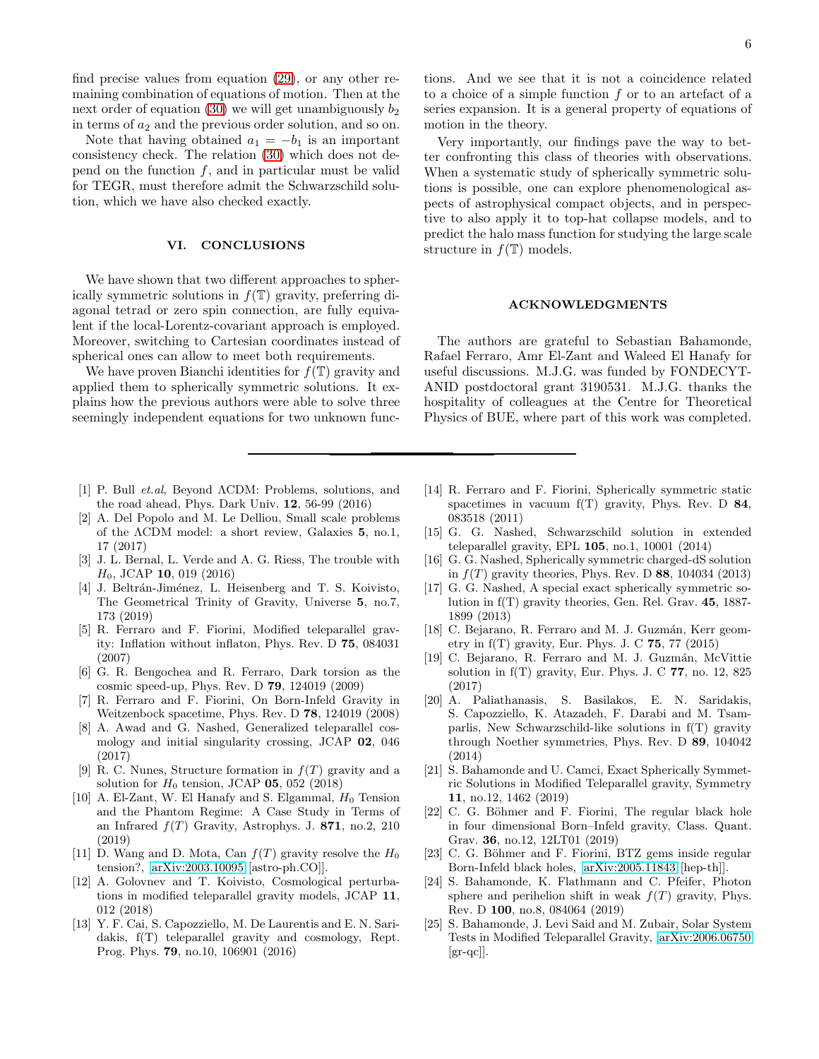find precise values from equation (29), or any other remaining combination of equations of motion. Then at the next order of equation (30) we will get unambiguously $b_2$ in terms of $a_2$ and the previous order solution, and so on.

Note that having obtained $a_1 = -b_1$ is an important consistency check. The relation (30) which does not depend on the function $f$, and in particular must be valid for TEGR, must therefore admit the Schwarzschild solution, which we have also checked exactly.

## VI. CONCLUSIONS

We have shown that two different approaches to spherically symmetric solutions in $f(\mathbb{T})$ gravity, preferring diagonal tetrad or zero spin connection, are fully equivalent if the local-Lorentz-covariant approach is employed. Moreover, switching to Cartesian coordinates instead of spherical ones can allow to meet both requirements.

We have proven Bianchi identities for $f(\mathbb{T})$ gravity and applied them to spherically symmetric solutions. It explains how the previous authors were able to solve three seemingly independent equations for two unknown functions. And we see that it is not a coincidence related to a choice of a simple function $f$ or to an artefact of a series expansion. It is a general property of equations of motion in the theory.

Very importantly, our findings pave the way to better confronting this class of theories with observations. When a systematic study of spherically symmetric solutions is possible, one can explore phenomenological aspects of astrophysical compact objects, and in perspective to also apply it to top-hat collapse models, and to predict the halo mass function for studying the large scale structure in $f(\mathbb{T})$ models.

## ACKNOWLEDGMENTS

The authors are grateful to Sebastian Bahamonde, Rafael Ferraro, Amr El-Zant and Waleed El Hanafy for useful discussions. M.J.G. was funded by FONDECYT-ANID postdoctoral grant 3190531. M.J.G. thanks the hospitality of colleagues at the Centre for Theoretical Physics of BUE, where part of this work was completed.

---

[1] P. Bull *et.al*, Beyond ΛCDM: Problems, solutions, and the road ahead, Phys. Dark Univ. **12**, 56-99 (2016)

[2] A. Del Popolo and M. Le Delliou, Small scale problems of the ΛCDM model: a short review, Galaxies **5**, no.1, 17 (2017)

[3] J. L. Bernal, L. Verde and A. G. Riess, The trouble with $H_0$, JCAP **10**, 019 (2016)

[4] J. Beltrán-Jiménez, L. Heisenberg and T. S. Koivisto, The Geometrical Trinity of Gravity, Universe **5**, no.7, 173 (2019)

[5] R. Ferraro and F. Fiorini, Modified teleparallel gravity: Inflation without inflaton, Phys. Rev. D **75**, 084031 (2007)

[6] G. R. Bengochea and R. Ferraro, Dark torsion as the cosmic speed-up, Phys. Rev. D **79**, 124019 (2009)

[7] R. Ferraro and F. Fiorini, On Born-Infeld Gravity in Weitzenbock spacetime, Phys. Rev. D **78**, 124019 (2008)

[8] A. Awad and G. Nashed, Generalized teleparallel cosmology and initial singularity crossing, JCAP **02**, 046 (2017)

[9] R. C. Nunes, Structure formation in $f(T)$ gravity and a solution for $H_0$ tension, JCAP **05**, 052 (2018)

[10] A. El-Zant, W. El Hanafy and S. Elgammal, $H_0$ Tension and the Phantom Regime: A Case Study in Terms of an Infrared $f(T)$ Gravity, Astrophys. J. **871**, no.2, 210 (2019)

[11] D. Wang and D. Mota, Can $f(T)$ gravity resolve the $H_0$ tension?, [arXiv:2003.10095 [astro-ph.CO]].

[12] A. Golovnev and T. Koivisto, Cosmological perturbations in modified teleparallel gravity models, JCAP **11**, 012 (2018)

[13] Y. F. Cai, S. Capozziello, M. De Laurentis and E. N. Saridakis, f(T) teleparallel gravity and cosmology, Rept. Prog. Phys. **79**, no.10, 106901 (2016)

[14] R. Ferraro and F. Fiorini, Spherically symmetric static spacetimes in vacuum f(T) gravity, Phys. Rev. D **84**, 083518 (2011)

[15] G. G. Nashed, Schwarzschild solution in extended teleparallel gravity, EPL **105**, no.1, 10001 (2014)

[16] G. G. Nashed, Spherically symmetric charged-dS solution in $f(T)$ gravity theories, Phys. Rev. D **88**, 104034 (2013)

[17] G. G. Nashed, A special exact spherically symmetric solution in f(T) gravity theories, Gen. Rel. Grav. **45**, 1887-1899 (2013)

[18] C. Bejarano, R. Ferraro and M. J. Guzmán, Kerr geometry in f(T) gravity, Eur. Phys. J. C **75**, 77 (2015)

[19] C. Bejarano, R. Ferraro and M. J. Guzmán, McVittie solution in f(T) gravity, Eur. Phys. J. C **77**, no. 12, 825 (2017)

[20] A. Paliathanasis, S. Basilakos, E. N. Saridakis, S. Capozziello, K. Atazadeh, F. Darabi and M. Tsamparlis, New Schwarzschild-like solutions in f(T) gravity through Noether symmetries, Phys. Rev. D **89**, 104042 (2014)

[21] S. Bahamonde and U. Camci, Exact Spherically Symmetric Solutions in Modified Teleparallel gravity, Symmetry **11**, no.12, 1462 (2019)

[22] C. G. Böhmer and F. Fiorini, The regular black hole in four dimensional Born–Infeld gravity, Class. Quant. Grav. **36**, no.12, 12LT01 (2019)

[23] C. G. Böhmer and F. Fiorini, BTZ gems inside regular Born-Infeld black holes, [arXiv:2005.11843 [hep-th]].

[24] S. Bahamonde, K. Flathmann and C. Pfeifer, Photon sphere and perihelion shift in weak $f(T)$ gravity, Phys. Rev. D **100**, no.8, 084064 (2019)

[25] S. Bahamonde, J. Levi Said and M. Zubair, Solar System Tests in Modified Teleparallel Gravity, [arXiv:2006.06750 [gr-qc]].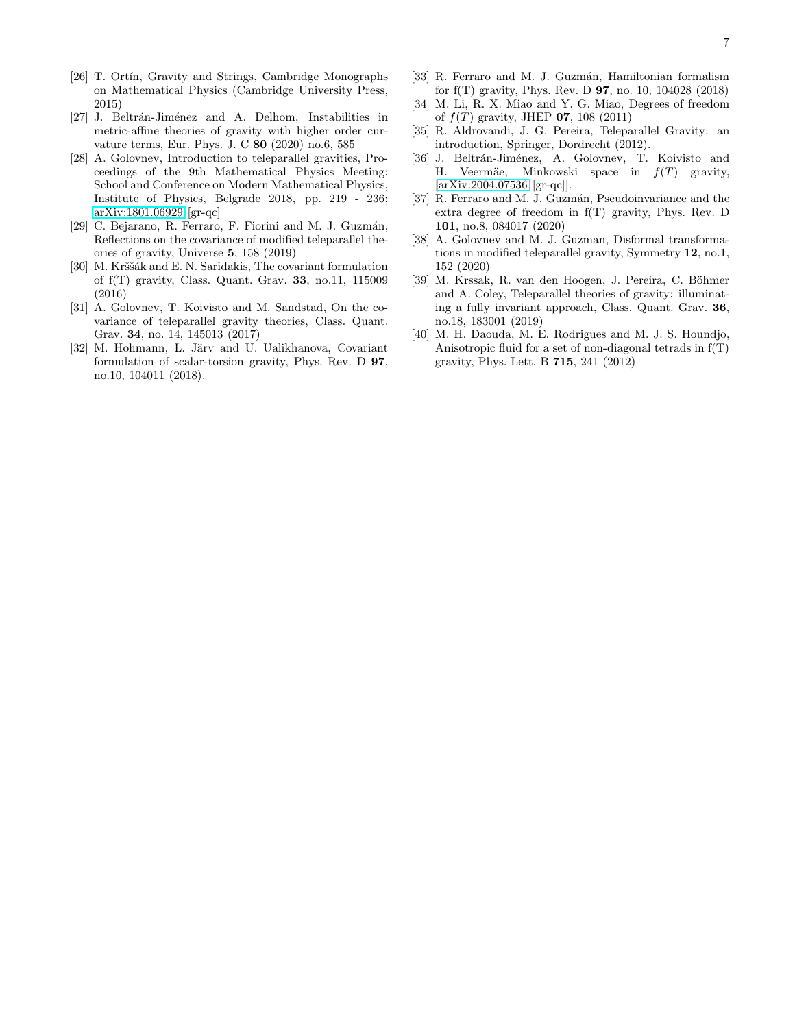[26] T. Ortín, Gravity and Strings, Cambridge Monographs on Mathematical Physics (Cambridge University Press, 2015)

[27] J. Beltrán-Jiménez and A. Delhom, Instabilities in metric-affine theories of gravity with higher order curvature terms, Eur. Phys. J. C **80** (2020) no.6, 585

[28] A. Golovnev, Introduction to teleparallel gravities, Proceedings of the 9th Mathematical Physics Meeting: School and Conference on Modern Mathematical Physics, Institute of Physics, Belgrade 2018, pp. 219 - 236; arXiv:1801.06929 [gr-qc]

[29] C. Bejarano, R. Ferraro, F. Fiorini and M. J. Guzmán, Reflections on the covariance of modified teleparallel theories of gravity, Universe **5**, 158 (2019)

[30] M. Krššák and E. N. Saridakis, The covariant formulation of f(T) gravity, Class. Quant. Grav. **33**, no.11, 115009 (2016)

[31] A. Golovnev, T. Koivisto and M. Sandstad, On the covariance of teleparallel gravity theories, Class. Quant. Grav. **34**, no. 14, 145013 (2017)

[32] M. Hohmann, L. Järv and U. Ualikhanova, Covariant formulation of scalar-torsion gravity, Phys. Rev. D **97**, no.10, 104011 (2018).

[33] R. Ferraro and M. J. Guzmán, Hamiltonian formalism for f(T) gravity, Phys. Rev. D **97**, no. 10, 104028 (2018)

[34] M. Li, R. X. Miao and Y. G. Miao, Degrees of freedom of $f(T)$ gravity, JHEP **07**, 108 (2011)

[35] R. Aldrovandi, J. G. Pereira, Teleparallel Gravity: an introduction, Springer, Dordrecht (2012).

[36] J. Beltrán-Jiménez, A. Golovnev, T. Koivisto and H. Veermäe, Minkowski space in $f(T)$ gravity, arXiv:2004.07536 [gr-qc]].

[37] R. Ferraro and M. J. Guzmán, Pseudoinvariance and the extra degree of freedom in f(T) gravity, Phys. Rev. D **101**, no.8, 084017 (2020)

[38] A. Golovnev and M. J. Guzman, Disformal transformations in modified teleparallel gravity, Symmetry **12**, no.1, 152 (2020)

[39] M. Krssak, R. van den Hoogen, J. Pereira, C. Böhmer and A. Coley, Teleparallel theories of gravity: illuminating a fully invariant approach, Class. Quant. Grav. **36**, no.18, 183001 (2019)

[40] M. H. Daouda, M. E. Rodrigues and M. J. S. Houndjo, Anisotropic fluid for a set of non-diagonal tetrads in f(T) gravity, Phys. Lett. B **715**, 241 (2012)